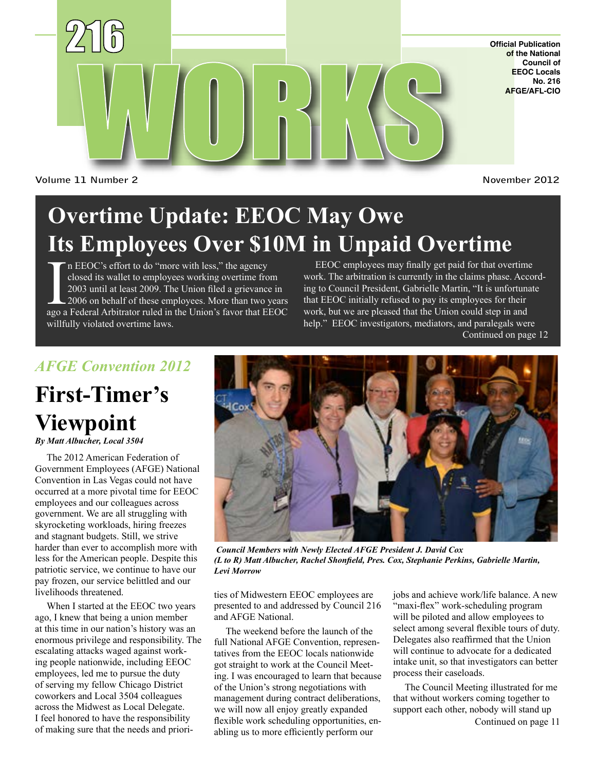# 216 WORKS

Official Publication of the National Council of EEOC Locals No. 216 AFGE/AFL-CIO

Volume 11 Number 2

November 2012

## Overtime Update: EEOC May Owe Its Employees Over $10M in Unpaid Overtime

In EEOC's effort to do "more with less," the agency closed its wallet to employees working overtime from 2003 until at least 2009. The Union filed a grievance in 2006 on behalf of these employees. More than two years ago a Federal Arbitrator ruled in the Union's favor that EEOC willfully violated overtime laws.

EEOC employees may finally get paid for that overtime work. The arbitration is currently in the claims phase. According to Council President, Gabrielle Martin, "It is unfortunate that EEOC initially refused to pay its employees for their work, but we are pleased that the Union could step in and help." EEOC investigators, mediators, and paralegals were

Continued on page 12

*AFGE Convention 2012*

## First-Timer's Viewpoint

***By Matt Albucher, Local 3504***

The 2012 American Federation of Government Employees (AFGE) National Convention in Las Vegas could not have occurred at a more pivotal time for EEOC employees and our colleagues across government. We are all struggling with skyrocketing workloads, hiring freezes and stagnant budgets. Still, we strive harder than ever to accomplish more with less for the American people. Despite this patriotic service, we continue to have our pay frozen, our service belittled and our livelihoods threatened.

When I started at the EEOC two years ago, I knew that being a union member at this time in our nation's history was an enormous privilege and responsibility. The escalating attacks waged against working people nationwide, including EEOC employees, led me to pursue the duty of serving my fellow Chicago District coworkers and Local 3504 colleagues across the Midwest as Local Delegate. I feel honored to have the responsibility of making sure that the needs and priorities of Midwestern EEOC employees are presented to and addressed by Council 216 and AFGE National.

***Council Members with Newly Elected AFGE President J. David Cox (L to R) Matt Albucher, Rachel Shonfield, Pres. Cox, Stephanie Perkins, Gabrielle Martin, Levi Morrow***

The weekend before the launch of the full National AFGE Convention, representatives from the EEOC locals nationwide got straight to work at the Council Meeting. I was encouraged to learn that because of the Union's strong negotiations with management during contract deliberations, we will now all enjoy greatly expanded flexible work scheduling opportunities, enabling us to more efficiently perform our jobs and achieve work/life balance. A new "maxi-flex" work-scheduling program will be piloted and allow employees to select among several flexible tours of duty. Delegates also reaffirmed that the Union will continue to advocate for a dedicated intake unit, so that investigators can better process their caseloads.

The Council Meeting illustrated for me that without workers coming together to support each other, nobody will stand up

Continued on page 11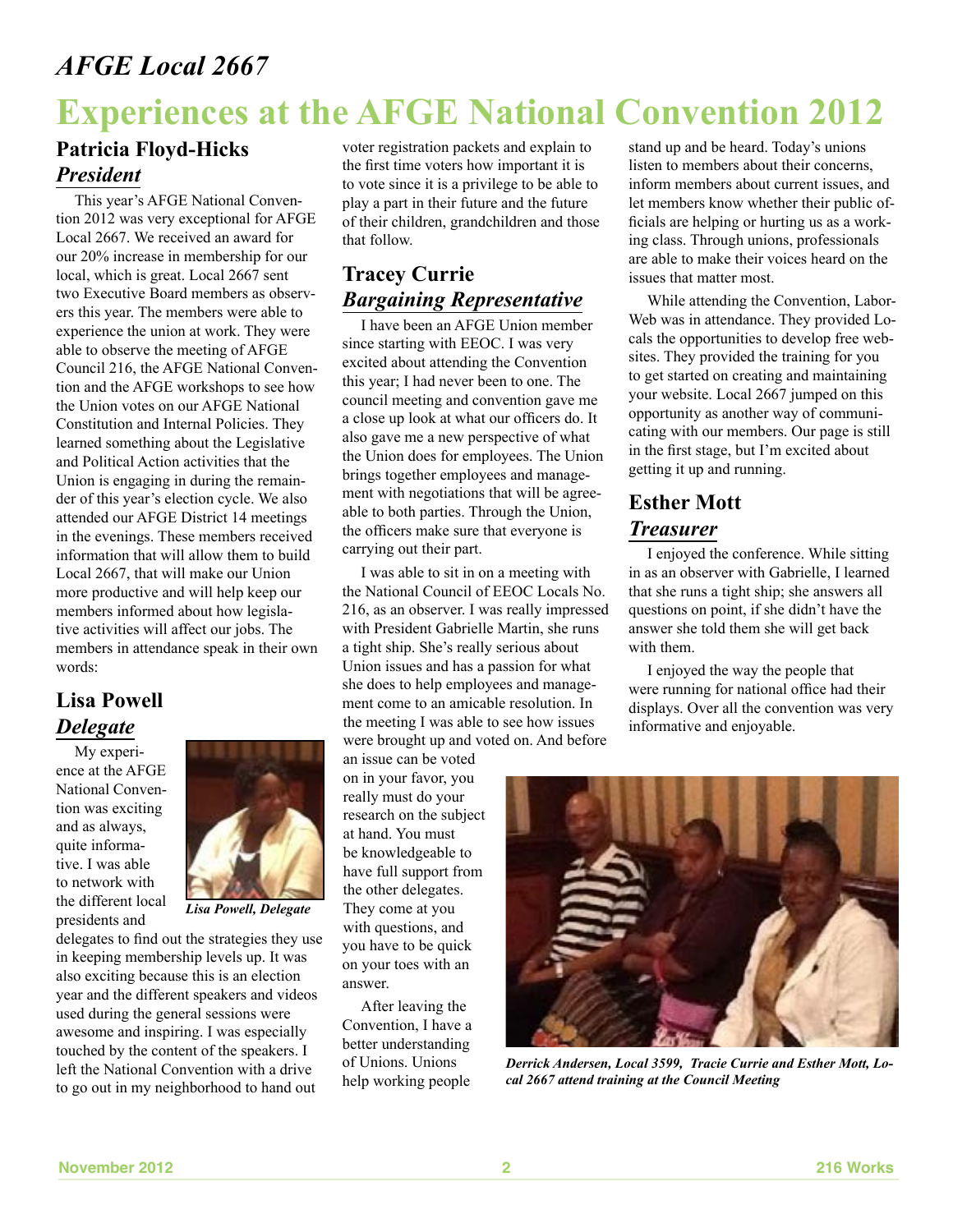# AFGE Local 2667

# Experiences at the AFGE National Convention 2012

## Patricia Floyd-Hicks
### *President*

This year's AFGE National Convention 2012 was very exceptional for AFGE Local 2667. We received an award for our 20% increase in membership for our local, which is great. Local 2667 sent two Executive Board members as observers this year. The members were able to experience the union at work. They were able to observe the meeting of AFGE Council 216, the AFGE National Convention and the AFGE workshops to see how the Union votes on our AFGE National Constitution and Internal Policies. They learned something about the Legislative and Political Action activities that the Union is engaging in during the remainder of this year's election cycle. We also attended our AFGE District 14 meetings in the evenings. These members received information that will allow them to build Local 2667, that will make our Union more productive and will help keep our members informed about how legislative activities will affect our jobs. The members in attendance speak in their own words:

## Lisa Powell
### *Delegate*

*Lisa Powell, Delegate*

My experience at the AFGE National Convention was exciting and as always, quite informative. I was able to network with the different local presidents and delegates to find out the strategies they use in keeping membership levels up. It was also exciting because this is an election year and the different speakers and videos used during the general sessions were awesome and inspiring. I was especially touched by the content of the speakers. I left the National Convention with a drive to go out in my neighborhood to hand out voter registration packets and explain to the first time voters how important it is to vote since it is a privilege to be able to play a part in their future and the future of their children, grandchildren and those that follow.

## Tracey Currie
### *Bargaining Representative*

I have been an AFGE Union member since starting with EEOC. I was very excited about attending the Convention this year; I had never been to one. The council meeting and convention gave me a close up look at what our officers do. It also gave me a new perspective of what the Union does for employees. The Union brings together employees and management with negotiations that will be agreeable to both parties. Through the Union, the officers make sure that everyone is carrying out their part.

I was able to sit in on a meeting with the National Council of EEOC Locals No. 216, as an observer. I was really impressed with President Gabrielle Martin, she runs a tight ship. She's really serious about Union issues and has a passion for what she does to help employees and management come to an amicable resolution. In the meeting I was able to see how issues were brought up and voted on. And before an issue can be voted on in your favor, you really must do your research on the subject at hand. You must be knowledgeable to have full support from the other delegates. They come at you with questions, and you have to be quick on your toes with an answer.

After leaving the Convention, I have a better understanding of Unions. Unions help working people stand up and be heard. Today's unions listen to members about their concerns, inform members about current issues, and let members know whether their public officials are helping or hurting us as a working class. Through unions, professionals are able to make their voices heard on the issues that matter most.

While attending the Convention, LaborWeb was in attendance. They provided Locals the opportunities to develop free websites. They provided the training for you to get started on creating and maintaining your website. Local 2667 jumped on this opportunity as another way of communicating with our members. Our page is still in the first stage, but I'm excited about getting it up and running.

## Esther Mott
### *Treasurer*

I enjoyed the conference. While sitting in as an observer with Gabrielle, I learned that she runs a tight ship; she answers all questions on point, if she didn't have the answer she told them she will get back with them.

I enjoyed the way the people that were running for national office had their displays. Over all the convention was very informative and enjoyable.

*Derrick Andersen, Local 3599, Tracie Currie and Esther Mott, Local 2667 attend training at the Council Meeting*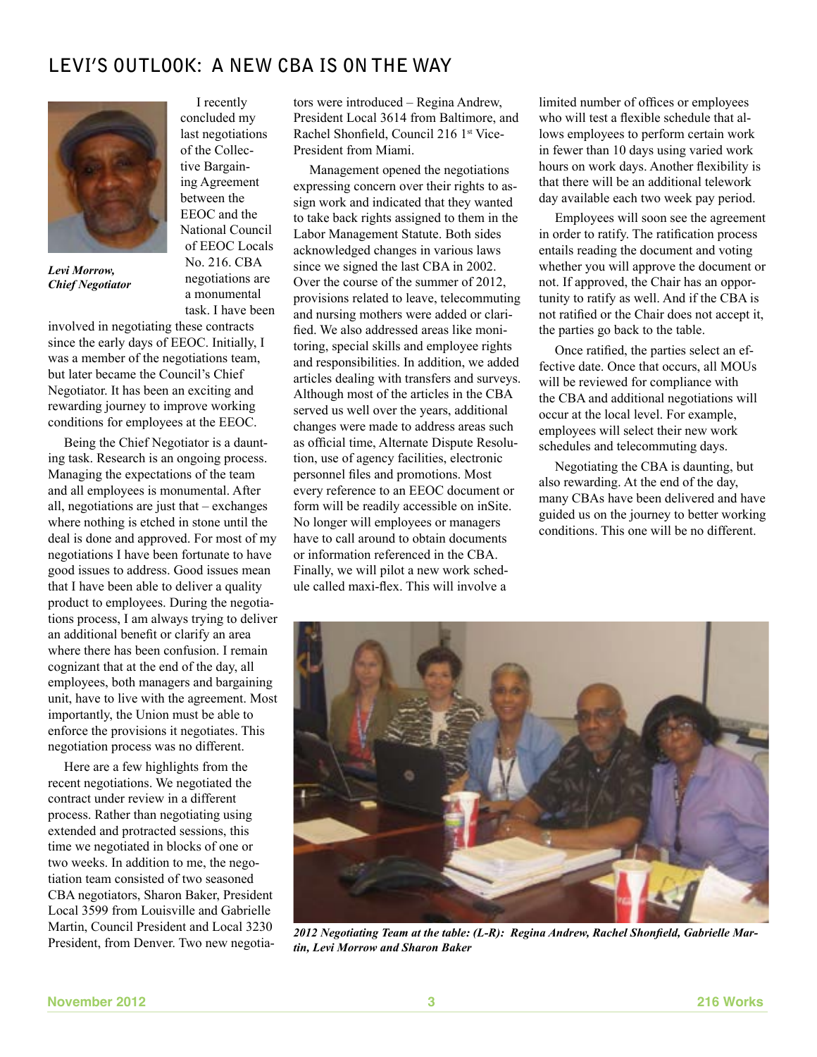# LEVI'S OUTLOOK: A NEW CBA IS ON THE WAY

*Levi Morrow, Chief Negotiator*

I recently concluded my last negotiations of the Collective Bargaining Agreement between the EEOC and the National Council of EEOC Locals No. 216. CBA negotiations are a monumental task. I have been involved in negotiating these contracts since the early days of EEOC. Initially, I was a member of the negotiations team, but later became the Council's Chief Negotiator. It has been an exciting and rewarding journey to improve working conditions for employees at the EEOC.

Being the Chief Negotiator is a daunting task. Research is an ongoing process. Managing the expectations of the team and all employees is monumental. After all, negotiations are just that – exchanges where nothing is etched in stone until the deal is done and approved. For most of my negotiations I have been fortunate to have good issues to address. Good issues mean that I have been able to deliver a quality product to employees. During the negotiations process, I am always trying to deliver an additional benefit or clarify an area where there has been confusion. I remain cognizant that at the end of the day, all employees, both managers and bargaining unit, have to live with the agreement. Most importantly, the Union must be able to enforce the provisions it negotiates. This negotiation process was no different.

Here are a few highlights from the recent negotiations. We negotiated the contract under review in a different process. Rather than negotiating using extended and protracted sessions, this time we negotiated in blocks of one or two weeks. In addition to me, the negotiation team consisted of two seasoned CBA negotiators, Sharon Baker, President Local 3599 from Louisville and Gabrielle Martin, Council President and Local 3230 President, from Denver. Two new negotiators were introduced – Regina Andrew, President Local 3614 from Baltimore, and Rachel Shonfield, Council 216 1st Vice-President from Miami.

Management opened the negotiations expressing concern over their rights to assign work and indicated that they wanted to take back rights assigned to them in the Labor Management Statute. Both sides acknowledged changes in various laws since we signed the last CBA in 2002. Over the course of the summer of 2012, provisions related to leave, telecommuting and nursing mothers were added or clarified. We also addressed areas like monitoring, special skills and employee rights and responsibilities. In addition, we added articles dealing with transfers and surveys. Although most of the articles in the CBA served us well over the years, additional changes were made to address areas such as official time, Alternate Dispute Resolution, use of agency facilities, electronic personnel files and promotions. Most every reference to an EEOC document or form will be readily accessible on inSite. No longer will employees or managers have to call around to obtain documents or information referenced in the CBA. Finally, we will pilot a new work schedule called maxi-flex. This will involve a limited number of offices or employees who will test a flexible schedule that allows employees to perform certain work in fewer than 10 days using varied work hours on work days. Another flexibility is that there will be an additional telework day available each two week pay period.

Employees will soon see the agreement in order to ratify. The ratification process entails reading the document and voting whether you will approve the document or not. If approved, the Chair has an opportunity to ratify as well. And if the CBA is not ratified or the Chair does not accept it, the parties go back to the table.

Once ratified, the parties select an effective date. Once that occurs, all MOUs will be reviewed for compliance with the CBA and additional negotiations will occur at the local level. For example, employees will select their new work schedules and telecommuting days.

Negotiating the CBA is daunting, but also rewarding. At the end of the day, many CBAs have been delivered and have guided us on the journey to better working conditions. This one will be no different.

*2012 Negotiating Team at the table: (L-R): Regina Andrew, Rachel Shonfield, Gabrielle Martin, Levi Morrow and Sharon Baker*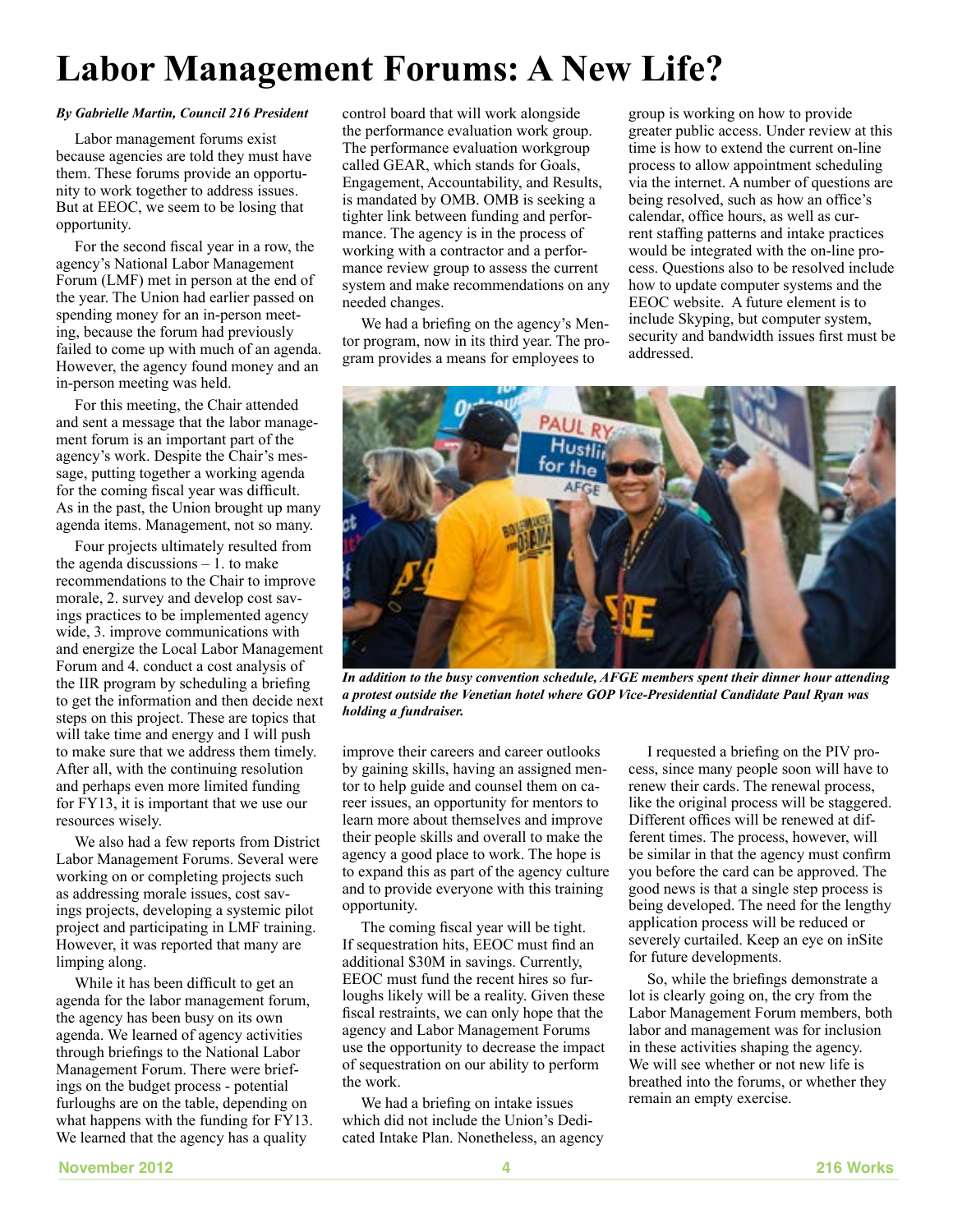# Labor Management Forums: A New Life?

***By Gabrielle Martin, Council 216 President***

Labor management forums exist because agencies are told they must have them. These forums provide an opportunity to work together to address issues. But at EEOC, we seem to be losing that opportunity.

For the second fiscal year in a row, the agency's National Labor Management Forum (LMF) met in person at the end of the year. The Union had earlier passed on spending money for an in-person meeting, because the forum had previously failed to come up with much of an agenda. However, the agency found money and an in-person meeting was held.

For this meeting, the Chair attended and sent a message that the labor management forum is an important part of the agency's work. Despite the Chair's message, putting together a working agenda for the coming fiscal year was difficult. As in the past, the Union brought up many agenda items. Management, not so many.

Four projects ultimately resulted from the agenda discussions – 1. to make recommendations to the Chair to improve morale, 2. survey and develop cost savings practices to be implemented agency wide, 3. improve communications with and energize the Local Labor Management Forum and 4. conduct a cost analysis of the IIR program by scheduling a briefing to get the information and then decide next steps on this project. These are topics that will take time and energy and I will push to make sure that we address them timely. After all, with the continuing resolution and perhaps even more limited funding for FY13, it is important that we use our resources wisely.

We also had a few reports from District Labor Management Forums. Several were working on or completing projects such as addressing morale issues, cost savings projects, developing a systemic pilot project and participating in LMF training. However, it was reported that many are limping along.

While it has been difficult to get an agenda for the labor management forum, the agency has been busy on its own agenda. We learned of agency activities through briefings to the National Labor Management Forum. There were briefings on the budget process - potential furloughs are on the table, depending on what happens with the funding for FY13. We learned that the agency has a quality control board that will work alongside the performance evaluation work group. The performance evaluation workgroup called GEAR, which stands for Goals, Engagement, Accountability, and Results, is mandated by OMB. OMB is seeking a tighter link between funding and performance. The agency is in the process of working with a contractor and a performance review group to assess the current system and make recommendations on any needed changes.

We had a briefing on the agency's Mentor program, now in its third year. The program provides a means for employees to improve their careers and career outlooks by gaining skills, having an assigned mentor to help guide and counsel them on career issues, an opportunity for mentors to learn more about themselves and improve their people skills and overall to make the agency a good place to work. The hope is to expand this as part of the agency culture and to provide everyone with this training opportunity.

The coming fiscal year will be tight. If sequestration hits, EEOC must find an additional $30M in savings. Currently, EEOC must fund the recent hires so furloughs likely will be a reality. Given these fiscal restraints, we can only hope that the agency and Labor Management Forums use the opportunity to decrease the impact of sequestration on our ability to perform the work.

We had a briefing on intake issues which did not include the Union's Dedicated Intake Plan. Nonetheless, an agency group is working on how to provide greater public access. Under review at this time is how to extend the current on-line process to allow appointment scheduling via the internet. A number of questions are being resolved, such as how an office's calendar, office hours, as well as current staffing patterns and intake practices would be integrated with the on-line process. Questions also to be resolved include how to update computer systems and the EEOC website. A future element is to include Skyping, but computer system, security and bandwidth issues first must be addressed.

*In addition to the busy convention schedule, AFGE members spent their dinner hour attending a protest outside the Venetian hotel where GOP Vice-Presidential Candidate Paul Ryan was holding a fundraiser.*

I requested a briefing on the PIV process, since many people soon will have to renew their cards. The renewal process, like the original process will be staggered. Different offices will be renewed at different times. The process, however, will be similar in that the agency must confirm you before the card can be approved. The good news is that a single step process is being developed. The need for the lengthy application process will be reduced or severely curtailed. Keep an eye on inSite for future developments.

So, while the briefings demonstrate a lot is clearly going on, the cry from the Labor Management Forum members, both labor and management was for inclusion in these activities shaping the agency. We will see whether or not new life is breathed into the forums, or whether they remain an empty exercise.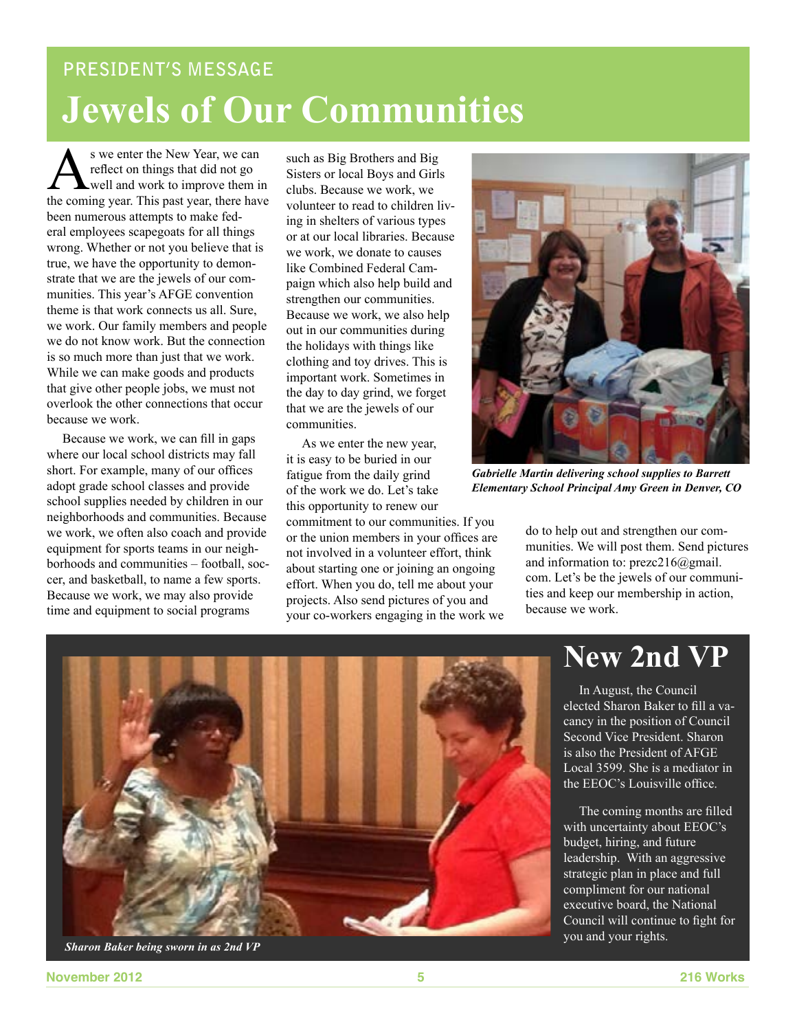PRESIDENT'S MESSAGE

# Jewels of Our Communities

As we enter the New Year, we can reflect on things that did not go well and work to improve them in the coming year. This past year, there have been numerous attempts to make federal employees scapegoats for all things wrong. Whether or not you believe that is true, we have the opportunity to demonstrate that we are the jewels of our communities. This year's AFGE convention theme is that work connects us all. Sure, we work. Our family members and people we do not know work. But the connection is so much more than just that we work. While we can make goods and products that give other people jobs, we must not overlook the other connections that occur because we work.

Because we work, we can fill in gaps where our local school districts may fall short. For example, many of our offices adopt grade school classes and provide school supplies needed by children in our neighborhoods and communities. Because we work, we often also coach and provide equipment for sports teams in our neighborhoods and communities – football, soccer, and basketball, to name a few sports. Because we work, we may also provide time and equipment to social programs such as Big Brothers and Big Sisters or local Boys and Girls clubs. Because we work, we volunteer to read to children living in shelters of various types or at our local libraries. Because we work, we donate to causes like Combined Federal Campaign which also help build and strengthen our communities. Because we work, we also help out in our communities during the holidays with things like clothing and toy drives. This is important work. Sometimes in the day to day grind, we forget that we are the jewels of our communities.

As we enter the new year, it is easy to be buried in our fatigue from the daily grind of the work we do. Let's take this opportunity to renew our commitment to our communities. If you or the union members in your offices are not involved in a volunteer effort, think about starting one or joining an ongoing effort. When you do, tell me about your projects. Also send pictures of you and your co-workers engaging in the work we do to help out and strengthen our communities. We will post them. Send pictures and information to: prezc216@gmail.com. Let's be the jewels of our communities and keep our membership in action, because we work.

*Gabrielle Martin delivering school supplies to Barrett Elementary School Principal Amy Green in Denver, CO*

# New 2nd VP

In August, the Council elected Sharon Baker to fill a vacancy in the position of Council Second Vice President. Sharon is also the President of AFGE Local 3599. She is a mediator in the EEOC's Louisville office.

The coming months are filled with uncertainty about EEOC's budget, hiring, and future leadership. With an aggressive strategic plan in place and full compliment for our national executive board, the National Council will continue to fight for you and your rights.

*Sharon Baker being sworn in as 2nd VP*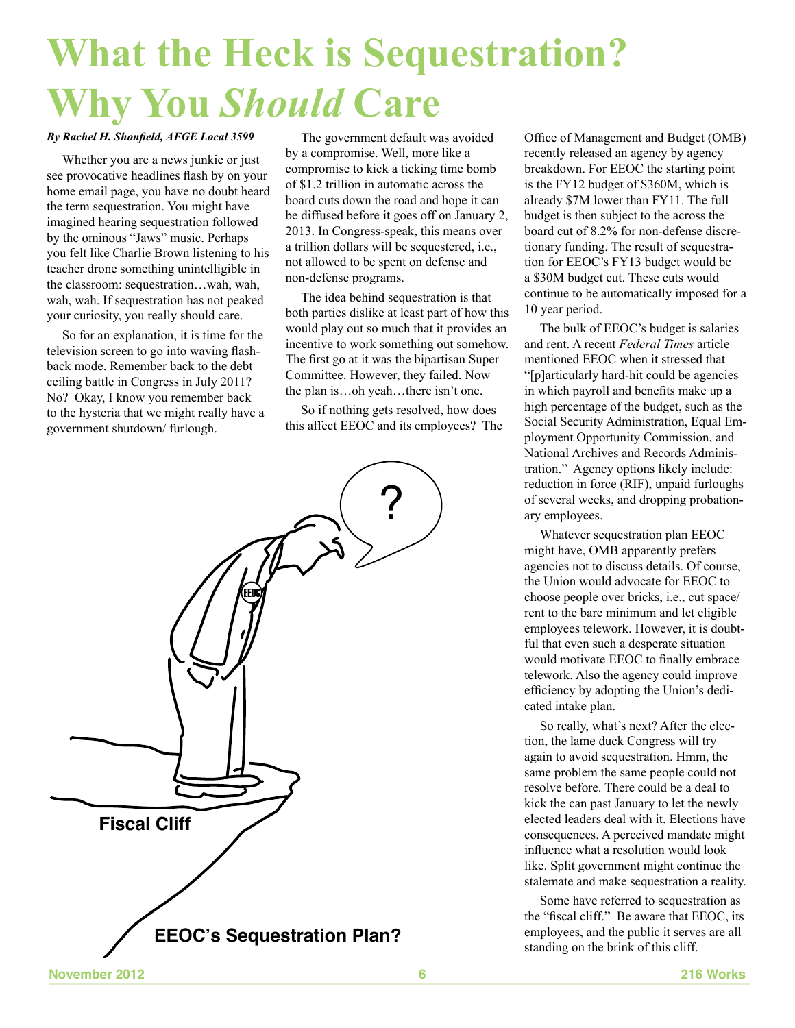# What the Heck is Sequestration? Why You *Should* Care

***By Rachel H. Shonfield, AFGE Local 3599***

Whether you are a news junkie or just see provocative headlines flash by on your home email page, you have no doubt heard the term sequestration. You might have imagined hearing sequestration followed by the ominous "Jaws" music. Perhaps you felt like Charlie Brown listening to his teacher drone something unintelligible in the classroom: sequestration…wah, wah, wah, wah. If sequestration has not peaked your curiosity, you really should care.

So for an explanation, it is time for the television screen to go into waving flashback mode. Remember back to the debt ceiling battle in Congress in July 2011? No? Okay, I know you remember back to the hysteria that we might really have a government shutdown/ furlough.

The government default was avoided by a compromise. Well, more like a compromise to kick a ticking time bomb of $1.2 trillion in automatic across the board cuts down the road and hope it can be diffused before it goes off on January 2, 2013. In Congress-speak, this means over a trillion dollars will be sequestered, i.e., not allowed to be spent on defense and non-defense programs.

The idea behind sequestration is that both parties dislike at least part of how this would play out so much that it provides an incentive to work something out somehow. The first go at it was the bipartisan Super Committee. However, they failed. Now the plan is…oh yeah…there isn't one.

So if nothing gets resolved, how does this affect EEOC and its employees? The Office of Management and Budget (OMB) recently released an agency by agency breakdown. For EEOC the starting point is the FY12 budget of $360M, which is already $7M lower than FY11. The full budget is then subject to the across the board cut of 8.2% for non-defense discretionary funding. The result of sequestration for EEOC's FY13 budget would be a $30M budget cut. These cuts would continue to be automatically imposed for a 10 year period.

The bulk of EEOC's budget is salaries and rent. A recent *Federal Times* article mentioned EEOC when it stressed that "[p]articularly hard-hit could be agencies in which payroll and benefits make up a high percentage of the budget, such as the Social Security Administration, Equal Employment Opportunity Commission, and National Archives and Records Administration." Agency options likely include: reduction in force (RIF), unpaid furloughs of several weeks, and dropping probationary employees.

Whatever sequestration plan EEOC might have, OMB apparently prefers agencies not to discuss details. Of course, the Union would advocate for EEOC to choose people over bricks, i.e., cut space/ rent to the bare minimum and let eligible employees telework. However, it is doubtful that even such a desperate situation would motivate EEOC to finally embrace telework. Also the agency could improve efficiency by adopting the Union's dedicated intake plan.

So really, what's next? After the election, the lame duck Congress will try again to avoid sequestration. Hmm, the same problem the same people could not resolve before. There could be a deal to kick the can past January to let the newly elected leaders deal with it. Elections have consequences. A perceived mandate might influence what a resolution would look like. Split government might continue the stalemate and make sequestration a reality.

Some have referred to sequestration as the "fiscal cliff." Be aware that EEOC, its employees, and the public it serves are all standing on the brink of this cliff.

?

EEOC

**Fiscal Cliff**

**EEOC's Sequestration Plan?**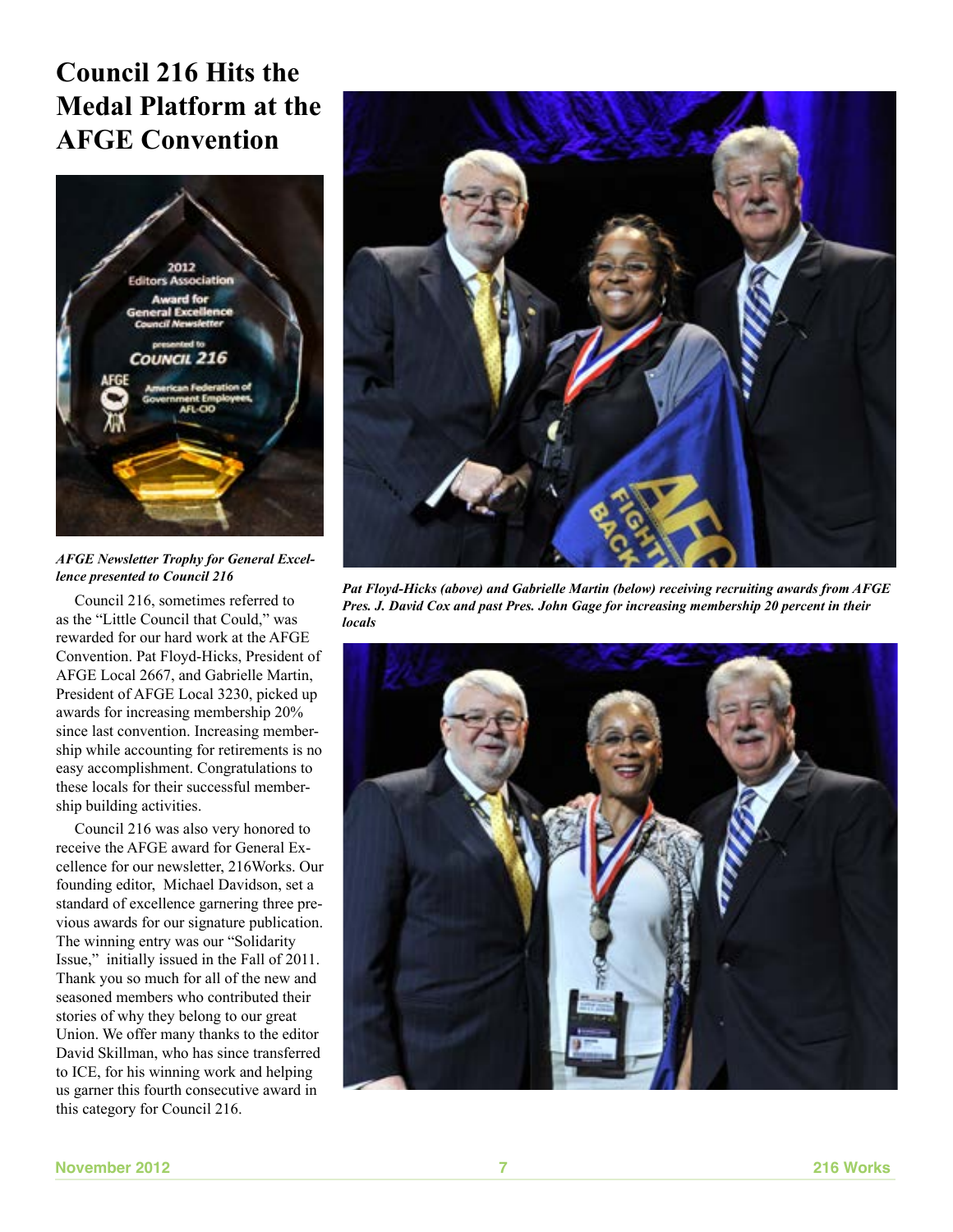# Council 216 Hits the Medal Platform at the AFGE Convention

***AFGE Newsletter Trophy for General Excellence presented to Council 216***

Council 216, sometimes referred to as the "Little Council that Could," was rewarded for our hard work at the AFGE Convention. Pat Floyd-Hicks, President of AFGE Local 2667, and Gabrielle Martin, President of AFGE Local 3230, picked up awards for increasing membership 20% since last convention. Increasing membership while accounting for retirements is no easy accomplishment. Congratulations to these locals for their successful membership building activities.

Council 216 was also very honored to receive the AFGE award for General Excellence for our newsletter, 216Works. Our founding editor, Michael Davidson, set a standard of excellence garnering three previous awards for our signature publication. The winning entry was our "Solidarity Issue," initially issued in the Fall of 2011. Thank you so much for all of the new and seasoned members who contributed their stories of why they belong to our great Union. We offer many thanks to the editor David Skillman, who has since transferred to ICE, for his winning work and helping us garner this fourth consecutive award in this category for Council 216.

***Pat Floyd-Hicks (above) and Gabrielle Martin (below) receiving recruiting awards from AFGE Pres. J. David Cox and past Pres. John Gage for increasing membership 20 percent in their locals***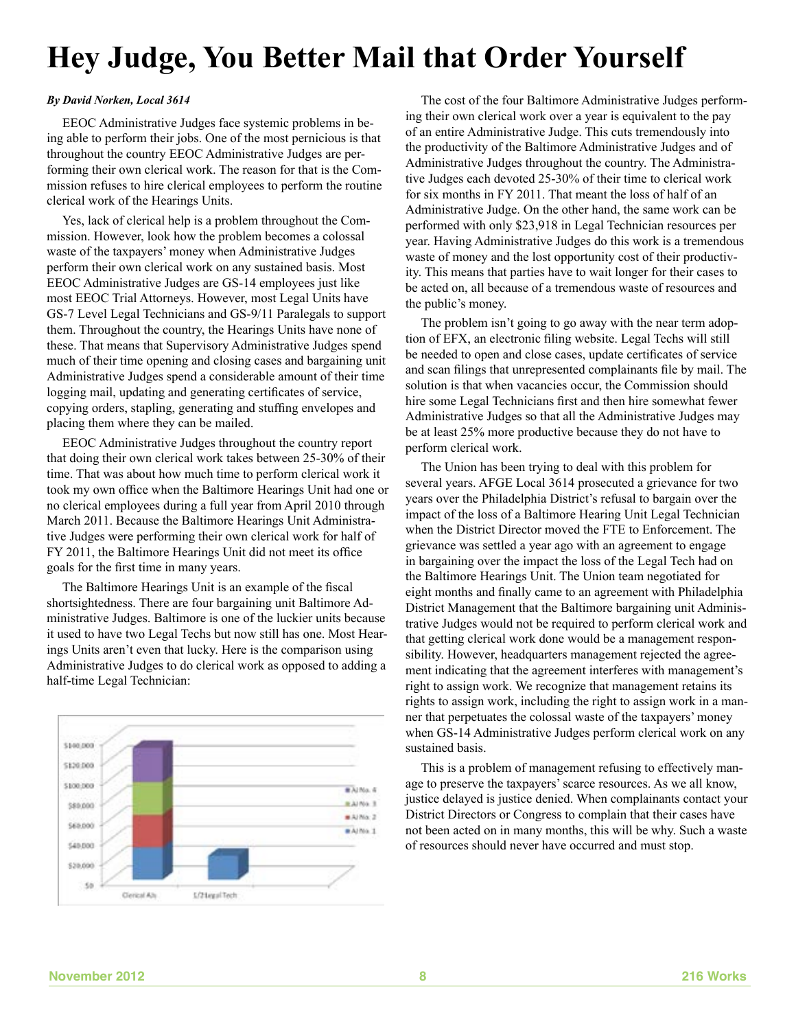# Hey Judge, You Better Mail that Order Yourself

*By David Norken, Local 3614*

EEOC Administrative Judges face systemic problems in being able to perform their jobs. One of the most pernicious is that throughout the country EEOC Administrative Judges are performing their own clerical work. The reason for that is the Commission refuses to hire clerical employees to perform the routine clerical work of the Hearings Units.

Yes, lack of clerical help is a problem throughout the Commission. However, look how the problem becomes a colossal waste of the taxpayers' money when Administrative Judges perform their own clerical work on any sustained basis. Most EEOC Administrative Judges are GS-14 employees just like most EEOC Trial Attorneys. However, most Legal Units have GS-7 Level Legal Technicians and GS-9/11 Paralegals to support them. Throughout the country, the Hearings Units have none of these. That means that Supervisory Administrative Judges spend much of their time opening and closing cases and bargaining unit Administrative Judges spend a considerable amount of their time logging mail, updating and generating certificates of service, copying orders, stapling, generating and stuffing envelopes and placing them where they can be mailed.

EEOC Administrative Judges throughout the country report that doing their own clerical work takes between 25-30% of their time. That was about how much time to perform clerical work it took my own office when the Baltimore Hearings Unit had one or no clerical employees during a full year from April 2010 through March 2011. Because the Baltimore Hearings Unit Administrative Judges were performing their own clerical work for half of FY 2011, the Baltimore Hearings Unit did not meet its office goals for the first time in many years.

The Baltimore Hearings Unit is an example of the fiscal shortsightedness. There are four bargaining unit Baltimore Administrative Judges. Baltimore is one of the luckier units because it used to have two Legal Techs but now still has one. Most Hearings Units aren't even that lucky. Here is the comparison using Administrative Judges to do clerical work as opposed to adding a half-time Legal Technician:

| | AJ No. 1 | AJ No. 2 | AJ No. 3 | AJ No. 4 |
|---|---|---|---|---|
| Clerical AJs | ✓ | ✓ | ✓ | ✓ |
| 1/2 Legal Tech | ✓ | | | |

The cost of the four Baltimore Administrative Judges performing their own clerical work over a year is equivalent to the pay of an entire Administrative Judge. This cuts tremendously into the productivity of the Baltimore Administrative Judges and of Administrative Judges throughout the country. The Administrative Judges each devoted 25-30% of their time to clerical work for six months in FY 2011. That meant the loss of half of an Administrative Judge. On the other hand, the same work can be performed with only $23,918 in Legal Technician resources per year. Having Administrative Judges do this work is a tremendous waste of money and the lost opportunity cost of their productivity. This means that parties have to wait longer for their cases to be acted on, all because of a tremendous waste of resources and the public's money.

The problem isn't going to go away with the near term adoption of EFX, an electronic filing website. Legal Techs will still be needed to open and close cases, update certificates of service and scan filings that unrepresented complainants file by mail. The solution is that when vacancies occur, the Commission should hire some Legal Technicians first and then hire somewhat fewer Administrative Judges so that all the Administrative Judges may be at least 25% more productive because they do not have to perform clerical work.

The Union has been trying to deal with this problem for several years. AFGE Local 3614 prosecuted a grievance for two years over the Philadelphia District's refusal to bargain over the impact of the loss of a Baltimore Hearing Unit Legal Technician when the District Director moved the FTE to Enforcement. The grievance was settled a year ago with an agreement to engage in bargaining over the impact the loss of the Legal Tech had on the Baltimore Hearings Unit. The Union team negotiated for eight months and finally came to an agreement with Philadelphia District Management that the Baltimore bargaining unit Administrative Judges would not be required to perform clerical work and that getting clerical work done would be a management responsibility. However, headquarters management rejected the agreement indicating that the agreement interferes with management's right to assign work. We recognize that management retains its rights to assign work, including the right to assign work in a manner that perpetuates the colossal waste of the taxpayers' money when GS-14 Administrative Judges perform clerical work on any sustained basis.

This is a problem of management refusing to effectively manage to preserve the taxpayers' scarce resources. As we all know, justice delayed is justice denied. When complainants contact your District Directors or Congress to complain that their cases have not been acted on in many months, this will be why. Such a waste of resources should never have occurred and must stop.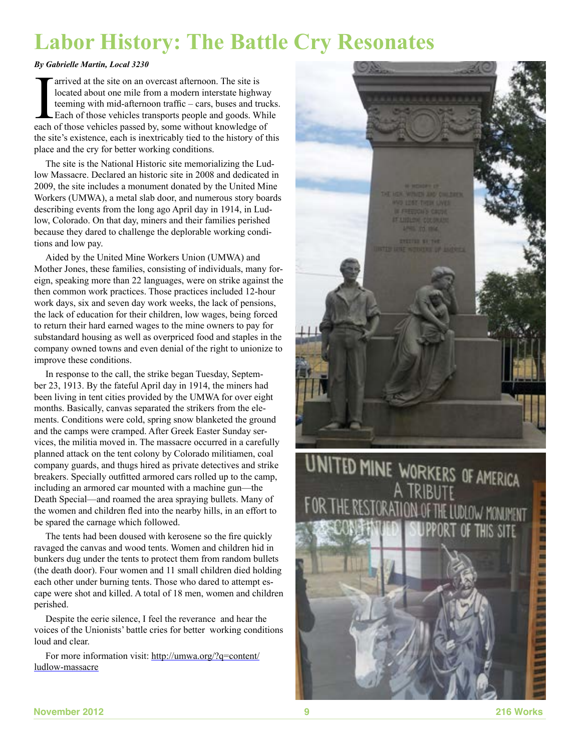# Labor History: The Battle Cry Resonates

*By Gabrielle Martin, Local 3230*

I arrived at the site on an overcast afternoon. The site is located about one mile from a modern interstate highway teeming with mid-afternoon traffic – cars, buses and trucks. Each of those vehicles transports people and goods. While each of those vehicles passed by, some without knowledge of the site's existence, each is inextricably tied to the history of this place and the cry for better working conditions.

The site is the National Historic site memorializing the Ludlow Massacre. Declared an historic site in 2008 and dedicated in 2009, the site includes a monument donated by the United Mine Workers (UMWA), a metal slab door, and numerous story boards describing events from the long ago April day in 1914, in Ludlow, Colorado. On that day, miners and their families perished because they dared to challenge the deplorable working conditions and low pay.

Aided by the United Mine Workers Union (UMWA) and Mother Jones, these families, consisting of individuals, many foreign, speaking more than 22 languages, were on strike against the then common work practices. Those practices included 12-hour work days, six and seven day work weeks, the lack of pensions, the lack of education for their children, low wages, being forced to return their hard earned wages to the mine owners to pay for substandard housing as well as overpriced food and staples in the company owned towns and even denial of the right to unionize to improve these conditions.

In response to the call, the strike began Tuesday, September 23, 1913. By the fateful April day in 1914, the miners had been living in tent cities provided by the UMWA for over eight months. Basically, canvas separated the strikers from the elements. Conditions were cold, spring snow blanketed the ground and the camps were cramped. After Greek Easter Sunday services, the militia moved in. The massacre occurred in a carefully planned attack on the tent colony by Colorado militiamen, coal company guards, and thugs hired as private detectives and strike breakers. Specially outfitted armored cars rolled up to the camp, including an armored car mounted with a machine gun—the Death Special—and roamed the area spraying bullets. Many of the women and children fled into the nearby hills, in an effort to be spared the carnage which followed.

The tents had been doused with kerosene so the fire quickly ravaged the canvas and wood tents. Women and children hid in bunkers dug under the tents to protect them from random bullets (the death door). Four women and 11 small children died holding each other under burning tents. Those who dared to attempt escape were shot and killed. A total of 18 men, women and children perished.

Despite the eerie silence, I feel the reverance and hear the voices of the Unionists' battle cries for better working conditions loud and clear.

For more information visit: http://umwa.org/?q=content/ludlow-massacre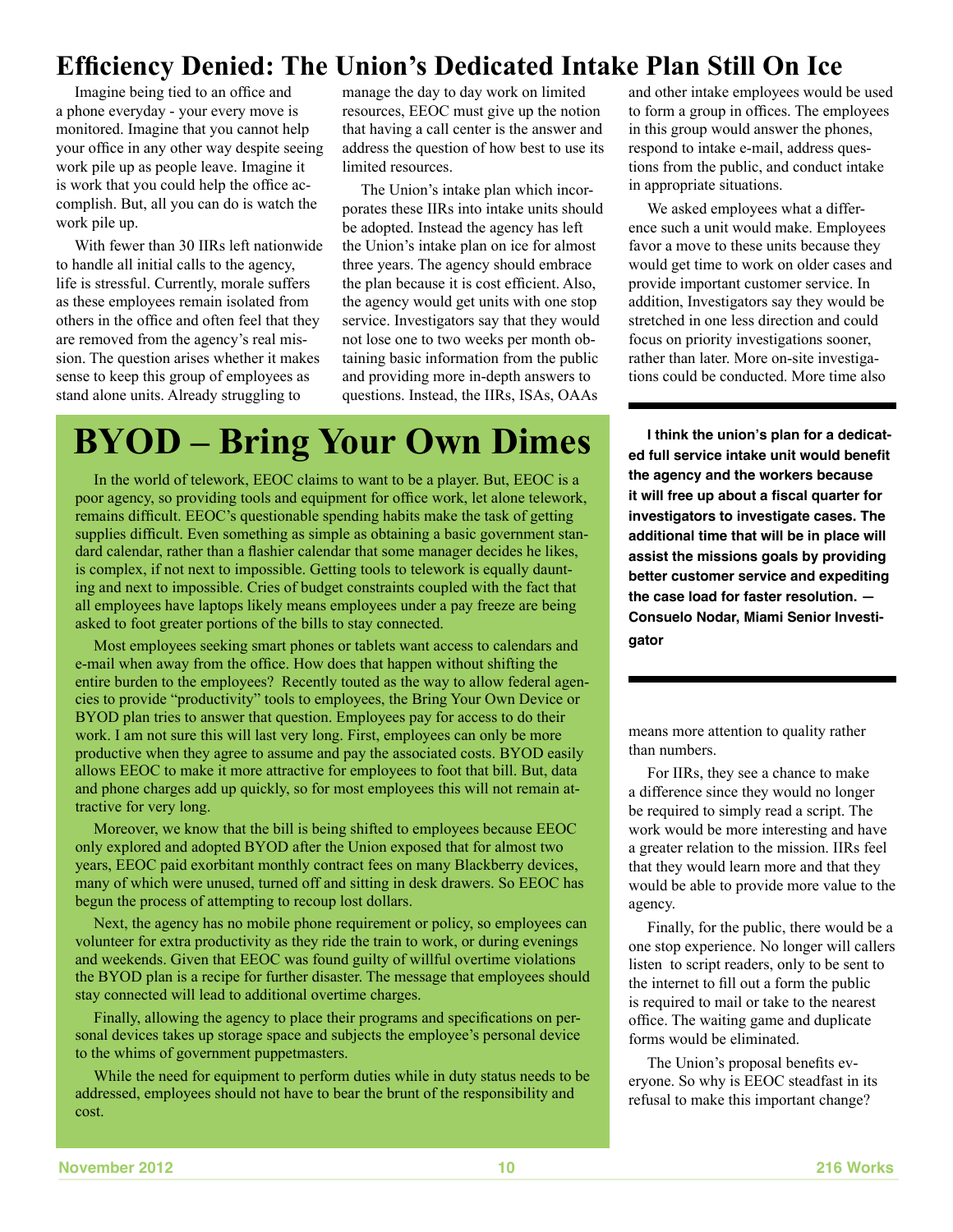# Efficiency Denied: The Union's Dedicated Intake Plan Still On Ice

Imagine being tied to an office and a phone everyday - your every move is monitored. Imagine that you cannot help your office in any other way despite seeing work pile up as people leave. Imagine it is work that you could help the office accomplish. But, all you can do is watch the work pile up.

With fewer than 30 IIRs left nationwide to handle all initial calls to the agency, life is stressful. Currently, morale suffers as these employees remain isolated from others in the office and often feel that they are removed from the agency's real mission. The question arises whether it makes sense to keep this group of employees as stand alone units. Already struggling to manage the day to day work on limited resources, EEOC must give up the notion that having a call center is the answer and address the question of how best to use its limited resources.

The Union's intake plan which incorporates these IIRs into intake units should be adopted. Instead the agency has left the Union's intake plan on ice for almost three years. The agency should embrace the plan because it is cost efficient. Also, the agency would get units with one stop service. Investigators say that they would not lose one to two weeks per month obtaining basic information from the public and providing more in-depth answers to questions. Instead, the IIRs, ISAs, OAAs and other intake employees would be used to form a group in offices. The employees in this group would answer the phones, respond to intake e-mail, address questions from the public, and conduct intake in appropriate situations.

We asked employees what a difference such a unit would make. Employees favor a move to these units because they would get time to work on older cases and provide important customer service. In addition, Investigators say they would be stretched in one less direction and could focus on priority investigations sooner, rather than later. More on-site investigations could be conducted. More time also means more attention to quality rather than numbers.

**I think the union's plan for a dedicated full service intake unit would benefit the agency and the workers because it will free up about a fiscal quarter for investigators to investigate cases. The additional time that will be in place will assist the missions goals by providing better customer service and expediting the case load for faster resolution. — Consuelo Nodar, Miami Senior Investigator**

For IIRs, they see a chance to make a difference since they would no longer be required to simply read a script. The work would be more interesting and have a greater relation to the mission. IIRs feel that they would learn more and that they would be able to provide more value to the agency.

Finally, for the public, there would be a one stop experience. No longer will callers listen to script readers, only to be sent to the internet to fill out a form the public is required to mail or take to the nearest office. The waiting game and duplicate forms would be eliminated.

The Union's proposal benefits everyone. So why is EEOC steadfast in its refusal to make this important change?

# BYOD – Bring Your Own Dimes

In the world of telework, EEOC claims to want to be a player. But, EEOC is a poor agency, so providing tools and equipment for office work, let alone telework, remains difficult. EEOC's questionable spending habits make the task of getting supplies difficult. Even something as simple as obtaining a basic government standard calendar, rather than a flashier calendar that some manager decides he likes, is complex, if not next to impossible. Getting tools to telework is equally daunting and next to impossible. Cries of budget constraints coupled with the fact that all employees have laptops likely means employees under a pay freeze are being asked to foot greater portions of the bills to stay connected.

Most employees seeking smart phones or tablets want access to calendars and e-mail when away from the office. How does that happen without shifting the entire burden to the employees? Recently touted as the way to allow federal agencies to provide "productivity" tools to employees, the Bring Your Own Device or BYOD plan tries to answer that question. Employees pay for access to do their work. I am not sure this will last very long. First, employees can only be more productive when they agree to assume and pay the associated costs. BYOD easily allows EEOC to make it more attractive for employees to foot that bill. But, data and phone charges add up quickly, so for most employees this will not remain attractive for very long.

Moreover, we know that the bill is being shifted to employees because EEOC only explored and adopted BYOD after the Union exposed that for almost two years, EEOC paid exorbitant monthly contract fees on many Blackberry devices, many of which were unused, turned off and sitting in desk drawers. So EEOC has begun the process of attempting to recoup lost dollars.

Next, the agency has no mobile phone requirement or policy, so employees can volunteer for extra productivity as they ride the train to work, or during evenings and weekends. Given that EEOC was found guilty of willful overtime violations the BYOD plan is a recipe for further disaster. The message that employees should stay connected will lead to additional overtime charges.

Finally, allowing the agency to place their programs and specifications on personal devices takes up storage space and subjects the employee's personal device to the whims of government puppetmasters.

While the need for equipment to perform duties while in duty status needs to be addressed, employees should not have to bear the brunt of the responsibility and cost.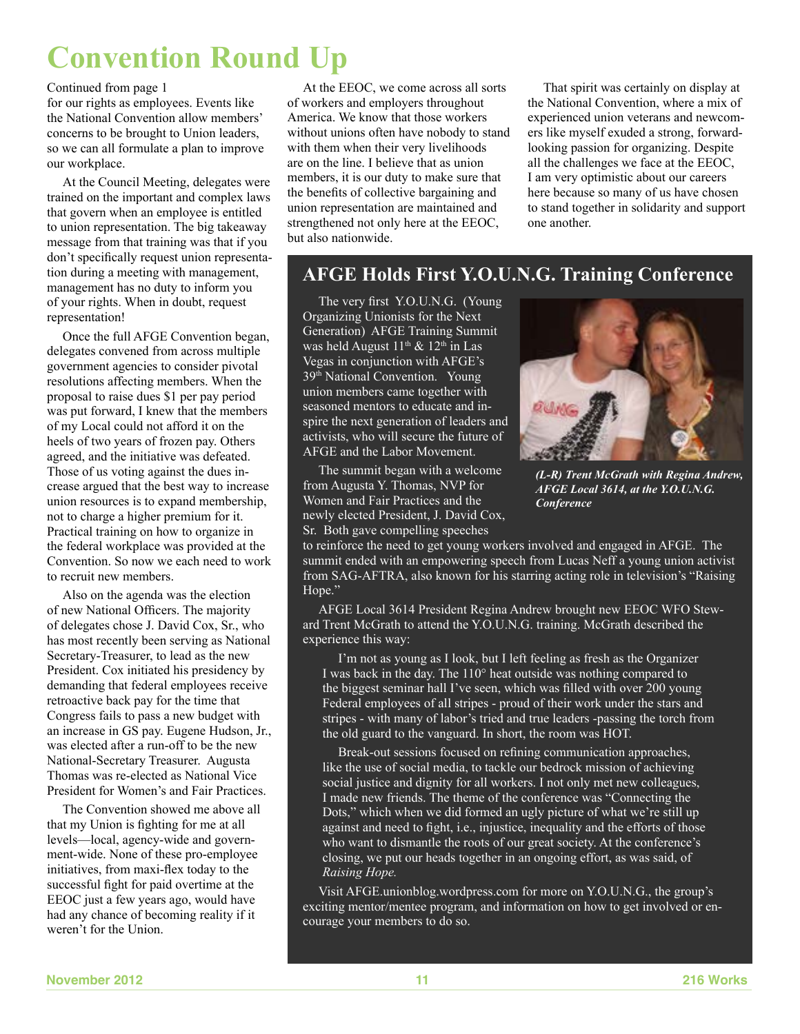# Convention Round Up

Continued from page 1

for our rights as employees. Events like the National Convention allow members' concerns to be brought to Union leaders, so we can all formulate a plan to improve our workplace.

At the Council Meeting, delegates were trained on the important and complex laws that govern when an employee is entitled to union representation. The big takeaway message from that training was that if you don't specifically request union representation during a meeting with management, management has no duty to inform you of your rights. When in doubt, request representation!

Once the full AFGE Convention began, delegates convened from across multiple government agencies to consider pivotal resolutions affecting members. When the proposal to raise dues $1 per pay period was put forward, I knew that the members of my Local could not afford it on the heels of two years of frozen pay. Others agreed, and the initiative was defeated. Those of us voting against the dues increase argued that the best way to increase union resources is to expand membership, not to charge a higher premium for it. Practical training on how to organize in the federal workplace was provided at the Convention. So now we each need to work to recruit new members.

Also on the agenda was the election of new National Officers. The majority of delegates chose J. David Cox, Sr., who has most recently been serving as National Secretary-Treasurer, to lead as the new President. Cox initiated his presidency by demanding that federal employees receive retroactive back pay for the time that Congress fails to pass a new budget with an increase in GS pay. Eugene Hudson, Jr., was elected after a run-off to be the new National-Secretary Treasurer. Augusta Thomas was re-elected as National Vice President for Women's and Fair Practices.

The Convention showed me above all that my Union is fighting for me at all levels—local, agency-wide and government-wide. None of these pro-employee initiatives, from maxi-flex today to the successful fight for paid overtime at the EEOC just a few years ago, would have had any chance of becoming reality if it weren't for the Union.

At the EEOC, we come across all sorts of workers and employers throughout America. We know that those workers without unions often have nobody to stand with them when their very livelihoods are on the line. I believe that as union members, it is our duty to make sure that the benefits of collective bargaining and union representation are maintained and strengthened not only here at the EEOC, but also nationwide.

That spirit was certainly on display at the National Convention, where a mix of experienced union veterans and newcomers like myself exuded a strong, forward-looking passion for organizing. Despite all the challenges we face at the EEOC, I am very optimistic about our careers here because so many of us have chosen to stand together in solidarity and support one another.

## AFGE Holds First Y.O.U.N.G. Training Conference

The very first Y.O.U.N.G. (Young Organizing Unionists for the Next Generation) AFGE Training Summit was held August 11th & 12th in Las Vegas in conjunction with AFGE's 39th National Convention. Young union members came together with seasoned mentors to educate and inspire the next generation of leaders and activists, who will secure the future of AFGE and the Labor Movement.

*(L-R) Trent McGrath with Regina Andrew, AFGE Local 3614, at the Y.O.U.N.G. Conference*

The summit began with a welcome from Augusta Y. Thomas, NVP for Women and Fair Practices and the newly elected President, J. David Cox, Sr. Both gave compelling speeches to reinforce the need to get young workers involved and engaged in AFGE. The summit ended with an empowering speech from Lucas Neff a young union activist from SAG-AFTRA, also known for his starring acting role in television's "Raising Hope."

AFGE Local 3614 President Regina Andrew brought new EEOC WFO Steward Trent McGrath to attend the Y.O.U.N.G. training. McGrath described the experience this way:

> I'm not as young as I look, but I left feeling as fresh as the Organizer I was back in the day. The 110° heat outside was nothing compared to the biggest seminar hall I've seen, which was filled with over 200 young Federal employees of all stripes - proud of their work under the stars and stripes - with many of labor's tried and true leaders -passing the torch from the old guard to the vanguard. In short, the room was HOT.
>
> Break-out sessions focused on refining communication approaches, like the use of social media, to tackle our bedrock mission of achieving social justice and dignity for all workers. I not only met new colleagues, I made new friends. The theme of the conference was "Connecting the Dots," which when we did formed an ugly picture of what we're still up against and need to fight, i.e., injustice, inequality and the efforts of those who want to dismantle the roots of our great society. At the conference's closing, we put our heads together in an ongoing effort, as was said, of *Raising Hope.*

Visit AFGE.unionblog.wordpress.com for more on Y.O.U.N.G., the group's exciting mentor/mentee program, and information on how to get involved or encourage your members to do so.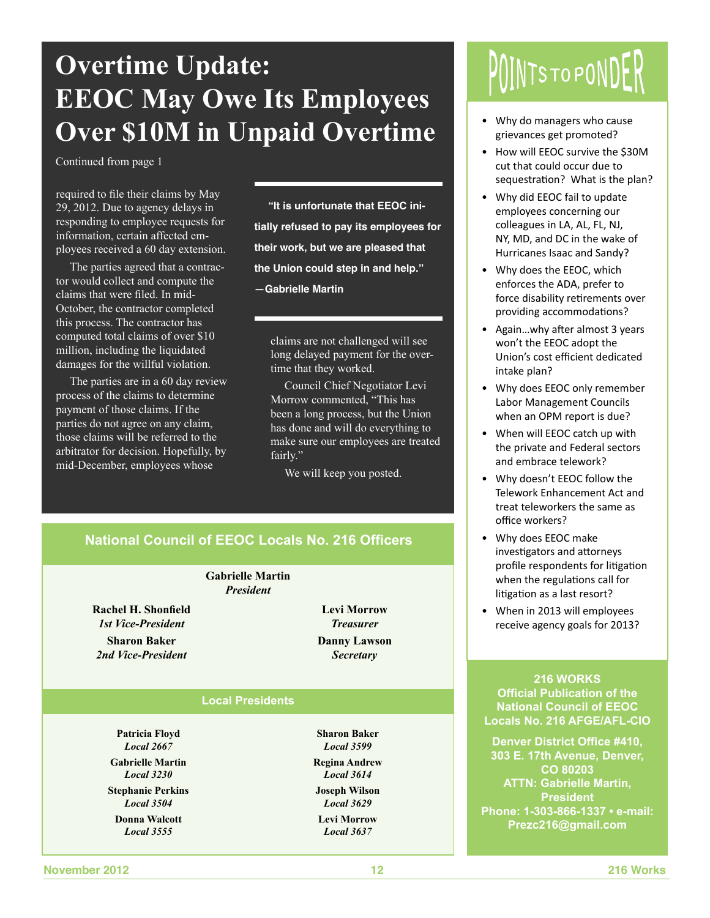# Overtime Update: EEOC May Owe Its Employees Over $10M in Unpaid Overtime

Continued from page 1

required to file their claims by May 29, 2012. Due to agency delays in responding to employee requests for information, certain affected employees received a 60 day extension.

The parties agreed that a contractor would collect and compute the claims that were filed. In mid-October, the contractor completed this process. The contractor has computed total claims of over $10 million, including the liquidated damages for the willful violation.

The parties are in a 60 day review process of the claims to determine payment of those claims. If the parties do not agree on any claim, those claims will be referred to the arbitrator for decision. Hopefully, by mid-December, employees whose claims are not challenged will see long delayed payment for the overtime that they worked.

> **"It is unfortunate that EEOC initially refused to pay its employees for their work, but we are pleased that the Union could step in and help." —Gabrielle Martin**

Council Chief Negotiator Levi Morrow commented, "This has been a long process, but the Union has done and will do everything to make sure our employees are treated fairly."

We will keep you posted.

## National Council of EEOC Locals No. 216 Officers

**Gabrielle Martin**
*President*

**Rachel H. Shonfield**
*1st Vice-President*

**Sharon Baker**
*2nd Vice-President*

**Levi Morrow**
*Treasurer*

**Danny Lawson**
*Secretary*

### Local Presidents

**Patricia Floyd**
*Local 2667*

**Gabrielle Martin**
*Local 3230*

**Stephanie Perkins**
*Local 3504*

**Donna Walcott**
*Local 3555*

**Sharon Baker**
*Local 3599*

**Regina Andrew**
*Local 3614*

**Joseph Wilson**
*Local 3629*

**Levi Morrow**
*Local 3637*

## Points to Ponder

- Why do managers who cause grievances get promoted?
- How will EEOC survive the $30M cut that could occur due to sequestration? What is the plan?
- Why did EEOC fail to update employees concerning our colleagues in LA, AL, FL, NJ, NY, MD, and DC in the wake of Hurricanes Isaac and Sandy?
- Why does the EEOC, which enforces the ADA, prefer to force disability retirements over providing accommodations?
- Again…why after almost 3 years won't the EEOC adopt the Union's cost efficient dedicated intake plan?
- Why does EEOC only remember Labor Management Councils when an OPM report is due?
- When will EEOC catch up with the private and Federal sectors and embrace telework?
- Why doesn't EEOC follow the Telework Enhancement Act and treat teleworkers the same as office workers?
- Why does EEOC make investigators and attorneys profile respondents for litigation when the regulations call for litigation as a last resort?
- When in 2013 will employees receive agency goals for 2013?

**216 WORKS**
**Official Publication of the National Council of EEOC Locals No. 216 AFGE/AFL-CIO**

**Denver District Office #410, 303 E. 17th Avenue, Denver, CO 80203**
**ATTN: Gabrielle Martin, President**
**Phone: 1-303-866-1337 • e-mail: Prezc216@gmail.com**